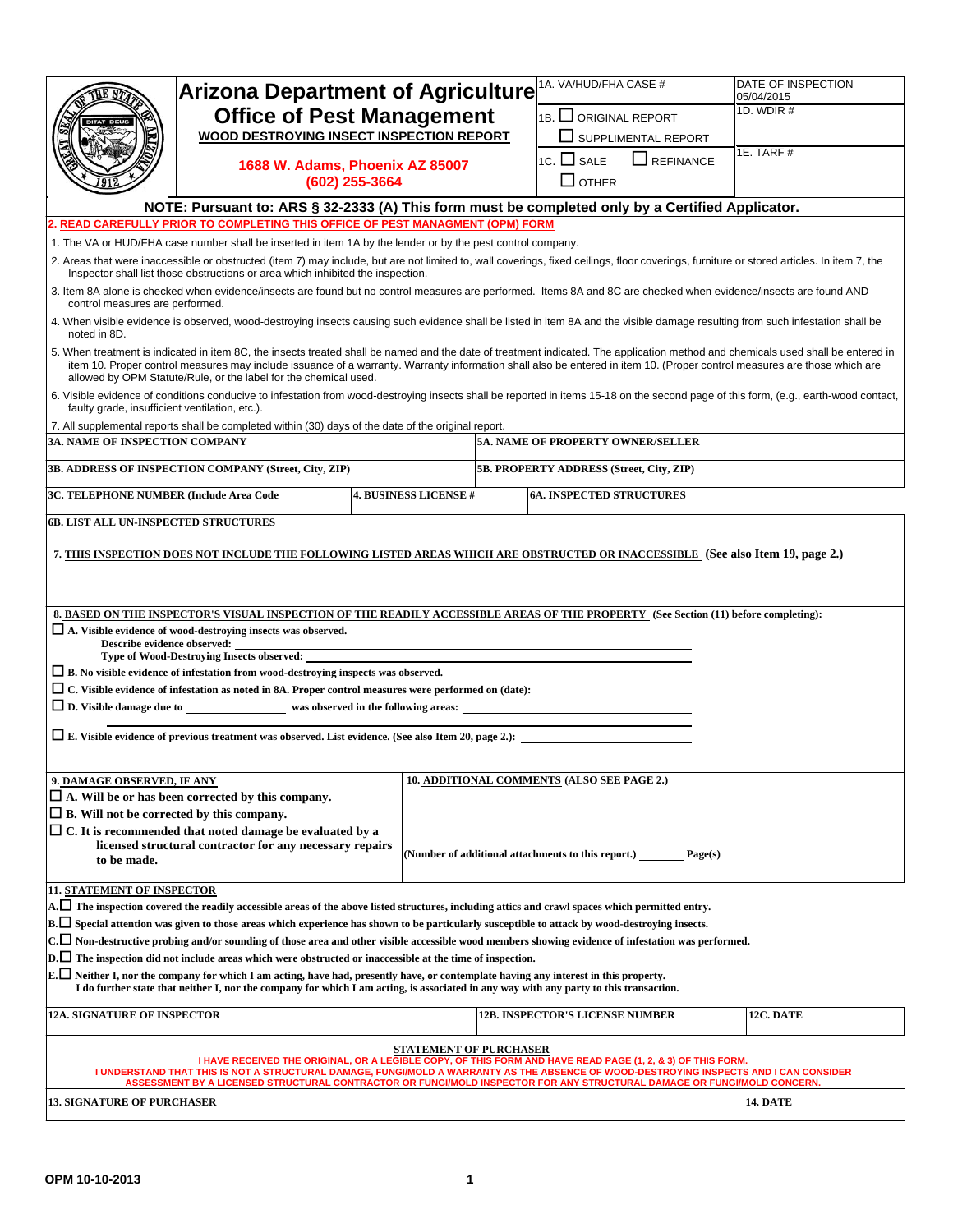# Arizona Department of Agriculture

## Office of Pest Management

**WOOD DESTROYING INSECT INSPECTION REPORT**

1688 W. Adams, Phoenix AZ 85007
(602) 255-3664

| 1A. VA/HUD/FHA CASE # | DATE OF INSPECTION 05/04/2015 |
|---|---|
| 1B. ☐ ORIGINAL REPORT ☐ SUPPLIMENTAL REPORT | 1D. WDIR # |
| 1C. ☐ SALE ☐ REFINANCE ☐ OTHER | 1E. TARF # |

**NOTE: Pursuant to: ARS § 32-2333 (A) This form must be completed only by a Certified Applicator.**

**2. READ CAREFULLY PRIOR TO COMPLETING THIS OFFICE OF PEST MANAGMENT (OPM) FORM**

1. The VA or HUD/FHA case number shall be inserted in item 1A by the lender or by the pest control company.
2. Areas that were inaccessible or obstructed (item 7) may include, but are not limited to, wall coverings, fixed ceilings, floor coverings, furniture or stored articles. In item 7, the Inspector shall list those obstructions or area which inhibited the inspection.
3. Item 8A alone is checked when evidence/insects are found but no control measures are performed. Items 8A and 8C are checked when evidence/insects are found AND control measures are performed.
4. When visible evidence is observed, wood-destroying insects causing such evidence shall be listed in item 8A and the visible damage resulting from such infestation shall be noted in 8D.
5. When treatment is indicated in item 8C, the insects treated shall be named and the date of treatment indicated. The application method and chemicals used shall be entered in item 10. Proper control measures may include issuance of a warranty. Warranty information shall also be entered in item 10. (Proper control measures are those which are allowed by OPM Statute/Rule, or the label for the chemical used.
6. Visible evidence of conditions conducive to infestation from wood-destroying insects shall be reported in items 15-18 on the second page of this form, (e.g., earth-wood contact, faulty grade, insufficient ventilation, etc.).
7. All supplemental reports shall be completed within (30) days of the date of the original report.

| 3A. NAME OF INSPECTION COMPANY | | 5A. NAME OF PROPERTY OWNER/SELLER |
|---|---|---|
| 3B. ADDRESS OF INSPECTION COMPANY (Street, City, ZIP) | | 5B. PROPERTY ADDRESS (Street, City, ZIP) |
| 3C. TELEPHONE NUMBER (Include Area Code | 4. BUSINESS LICENSE # | 6A. INSPECTED STRUCTURES |

**6B. LIST ALL UN-INSPECTED STRUCTURES**

**7. THIS INSPECTION DOES NOT INCLUDE THE FOLLOWING LISTED AREAS WHICH ARE OBSTRUCTED OR INACCESSIBLE (See also Item 19, page 2.)**

**8. BASED ON THE INSPECTOR'S VISUAL INSPECTION OF THE READILY ACCESSIBLE AREAS OF THE PROPERTY (See Section (11) before completing):**

☐ **A. Visible evidence of wood-destroying insects was observed.**
  **Describe evidence observed:** ____________
  **Type of Wood-Destroying Insects observed:** ____________

☐ **B. No visible evidence of infestation from wood-destroying inspects was observed.**

☐ **C. Visible evidence of infestation as noted in 8A. Proper control measures were performed on (date):** ____________

☐ **D. Visible damage due to** ____________ **was observed in the following areas:** ____________

☐ **E. Visible evidence of previous treatment was observed. List evidence. (See also Item 20, page 2.):** ____________

**9. DAMAGE OBSERVED, IF ANY**

☐ **A. Will be or has been corrected by this company.**
☐ **B. Will not be corrected by this company.**
☐ **C. It is recommended that noted damage be evaluated by a licensed structural contractor for any necessary repairs to be made.**

**10. ADDITIONAL COMMENTS (ALSO SEE PAGE 2.)**

**(Number of additional attachments to this report.)** ________ **Page(s)**

**11. STATEMENT OF INSPECTOR**

**A.** ☐ **The inspection covered the readily accessible areas of the above listed structures, including attics and crawl spaces which permitted entry.**
**B.** ☐ **Special attention was given to those areas which experience has shown to be particularly susceptible to attack by wood-destroying insects.**
**C.** ☐ **Non-destructive probing and/or sounding of those area and other visible accessible wood members showing evidence of infestation was performed.**
**D.** ☐ **The inspection did not include areas which were obstructed or inaccessible at the time of inspection.**
**E.** ☐ **Neither I, nor the company for which I am acting, have had, presently have, or contemplate having any interest in this property. I do further state that neither I, nor the company for which I am acting, is associated in any way with any party to this transaction.**

| 12A. SIGNATURE OF INSPECTOR | 12B. INSPECTOR'S LICENSE NUMBER | 12C. DATE |
|---|---|---|

**STATEMENT OF PURCHASER**

I HAVE RECEIVED THE ORIGINAL, OR A LEGIBLE COPY, OF THIS FORM AND HAVE READ PAGE (1, 2, & 3) OF THIS FORM.
I UNDERSTAND THAT THIS IS NOT A STRUCTURAL DAMAGE, FUNGI/MOLD A WARRANTY AS THE ABSENCE OF WOOD-DESTROYING INSPECTS AND I CAN CONSIDER ASSESSMENT BY A LICENSED STRUCTURAL CONTRACTOR OR FUNGI/MOLD INSPECTOR FOR ANY STRUCTURAL DAMAGE OR FUNGI/MOLD CONCERN.

| 13. SIGNATURE OF PURCHASER | 14. DATE |
|---|---|

OPM 10-10-2013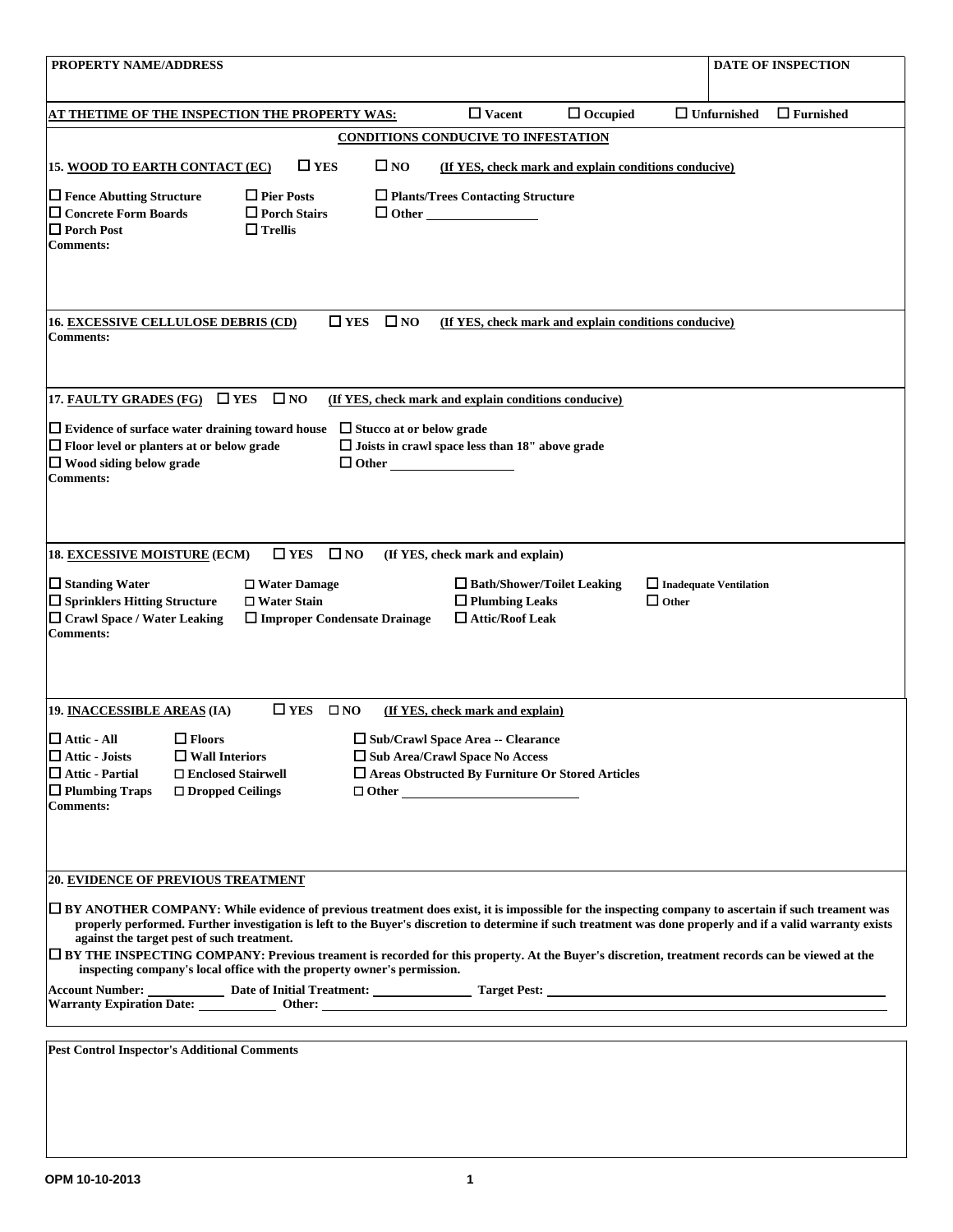| **PROPERTY NAME/ADDRESS** | **DATE OF INSPECTION** |
|---|---|
| | |

**AT THETIME OF THE INSPECTION THE PROPERTY WAS:** ☐ Vacent ☐ Occupied ☐ Unfurnished ☐ Furnished

## CONDITIONS CONDUCIVE TO INFESTATION

**15. WOOD TO EARTH CONTACT (EC)** ☐ YES ☐ NO **(If YES, check mark and explain conditions conducive)**

- ☐ Fence Abutting Structure
- ☐ Concrete Form Boards
- ☐ Porch Post
- ☐ Pier Posts
- ☐ Porch Stairs
- ☐ Trellis
- ☐ Plants/Trees Contacting Structure
- ☐ Other ________________

**Comments:**

**16. EXCESSIVE CELLULOSE DEBRIS (CD)** ☐ YES ☐ NO **(If YES, check mark and explain conditions conducive)**

**Comments:**

**17. FAULTY GRADES (FG)** ☐ YES ☐ NO **(If YES, check mark and explain conditions conducive)**

- ☐ Evidence of surface water draining toward house
- ☐ Floor level or planters at or below grade
- ☐ Wood siding below grade
- ☐ Stucco at or below grade
- ☐ Joists in crawl space less than 18" above grade
- ☐ Other ________________

**Comments:**

**18. EXCESSIVE MOISTURE (ECM)** ☐ YES ☐ NO **(If YES, check mark and explain)**

- ☐ Standing Water
- ☐ Sprinklers Hitting Structure
- ☐ Crawl Space / Water Leaking
- ☐ Water Damage
- ☐ Water Stain
- ☐ Improper Condensate Drainage
- ☐ Bath/Shower/Toilet Leaking
- ☐ Plumbing Leaks
- ☐ Attic/Roof Leak
- ☐ Inadequate Ventilation
- ☐ Other

**Comments:**

**19. INACCESSIBLE AREAS (IA)** ☐ YES ☐ NO **(If YES, check mark and explain)**

- ☐ Attic - All
- ☐ Attic - Joists
- ☐ Attic - Partial
- ☐ Plumbing Traps
- ☐ Floors
- ☐ Wall Interiors
- ☐ Enclosed Stairwell
- ☐ Dropped Ceilings
- ☐ Sub/Crawl Space Area -- Clearance
- ☐ Sub Area/Crawl Space No Access
- ☐ Areas Obstructed By Furniture Or Stored Articles
- ☐ Other ________________

**Comments:**

**20. EVIDENCE OF PREVIOUS TREATMENT**

☐ **BY ANOTHER COMPANY: While evidence of previous treatment does exist, it is impossible for the inspecting company to ascertain if such treament was properly performed. Further investigation is left to the Buyer's discretion to determine if such treatment was done properly and if a valid warranty exists against the target pest of such treatment.**

☐ **BY THE INSPECTING COMPANY: Previous treament is recorded for this property. At the Buyer's discretion, treatment records can be viewed at the inspecting company's local office with the property owner's permission.**

**Account Number:** __________ **Date of Initial Treatment:** __________ **Target Pest:** __________

**Warranty Expiration Date:** __________ **Other:** __________

**Pest Control Inspector's Additional Comments**

OPM 10-10-2013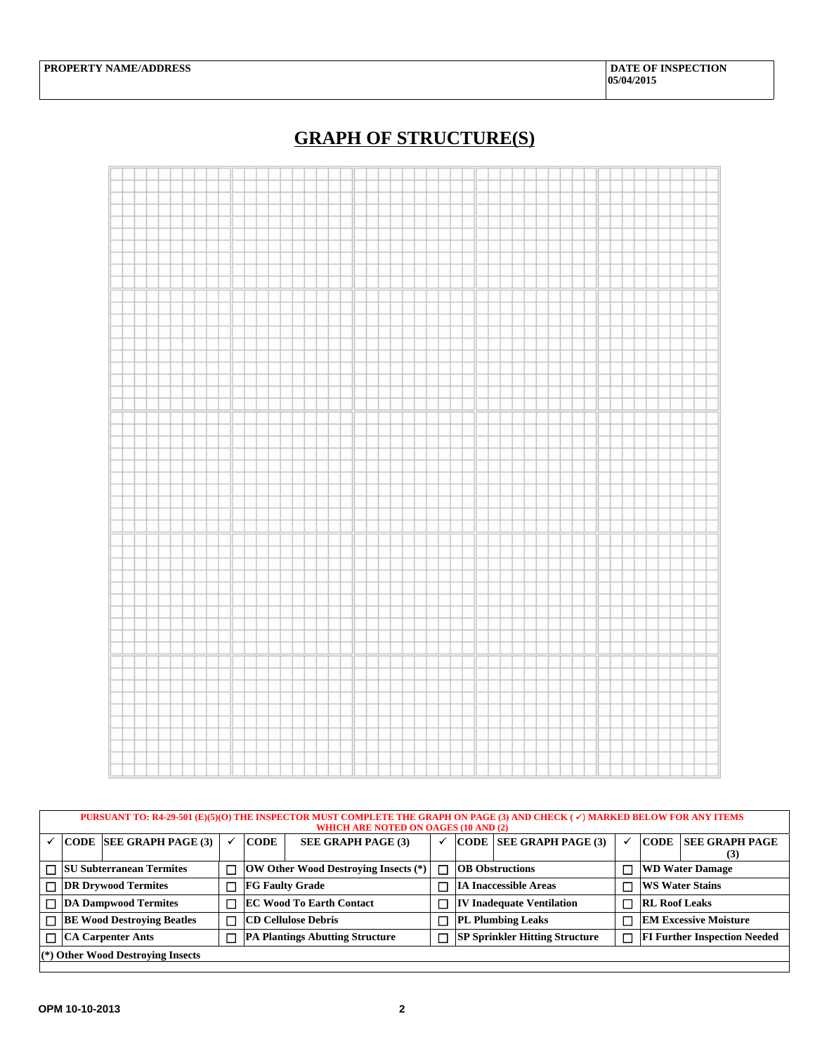| PROPERTY NAME/ADDRESS | DATE OF INSPECTION 05/04/2015 |
|---|---|

## GRAPH OF STRUCTURE(S)

| PURSUANT TO: R4-29-501 (E)(5)(O) THE INSPECTOR MUST COMPLETE THE GRAPH ON PAGE (3) AND CHECK (✓) MARKED BELOW FOR ANY ITEMS WHICH ARE NOTED ON OAGES (10 AND (2) | | | | | | | | | | | |
|---|---|---|---|---|---|---|---|---|---|---|---|
| ✓ | CODE | SEE GRAPH PAGE (3) | ✓ | CODE | SEE GRAPH PAGE (3) | ✓ | CODE | SEE GRAPH PAGE (3) | ✓ | CODE | SEE GRAPH PAGE (3) |
| ☐ | SU Subterranean Termites | | ☐ | OW Other Wood Destroying Insects (*) | | ☐ | OB Obstructions | | ☐ | WD Water Damage | |
| ☐ | DR Drywood Termites | | ☐ | FG Faulty Grade | | ☐ | IA Inaccessible Areas | | ☐ | WS Water Stains | |
| ☐ | DA Dampwood Termites | | ☐ | EC Wood To Earth Contact | | ☐ | IV Inadequate Ventilation | | ☐ | RL Roof Leaks | |
| ☐ | BE Wood Destroying Beatles | | ☐ | CD Cellulose Debris | | ☐ | PL Plumbing Leaks | | ☐ | EM Excessive Moisture | |
| ☐ | CA Carpenter Ants | | ☐ | PA Plantings Abutting Structure | | ☐ | SP Sprinkler Hitting Structure | | ☐ | FI Further Inspection Needed | |
| (*) Other Wood Destroying Insects | | | | | | | | | | | |

OPM 10-10-2013